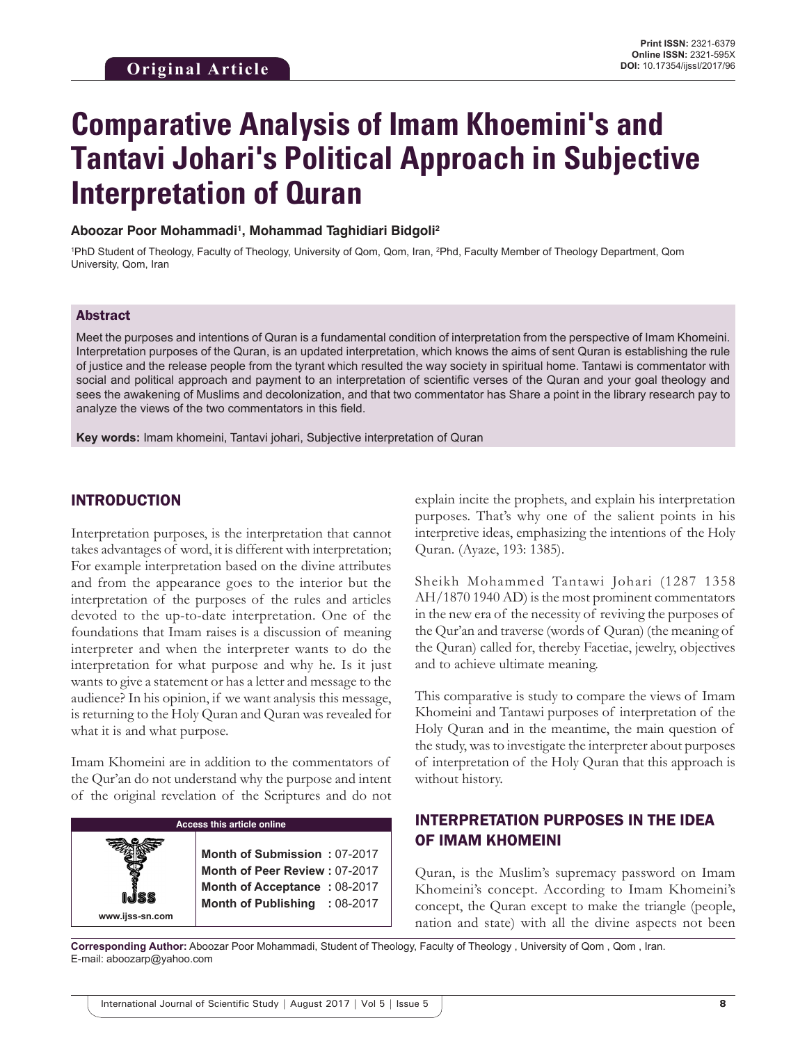Original Article

**Print ISSN:** 2321-6379
**Online ISSN:** 2321-595X
**DOI:** 10.17354/ijssI/2017/96

# Comparative Analysis of Imam Khoemini's and Tantavi Johari's Political Approach in Subjective Interpretation of Quran

**Aboozar Poor Mohammadi[1], Mohammad Taghidiari Bidgoli[2]**

[1]PhD Student of Theology, Faculty of Theology, University of Qom, Qom, Iran, [2]Phd, Faculty Member of Theology Department, Qom University, Qom, Iran

## Abstract

Meet the purposes and intentions of Quran is a fundamental condition of interpretation from the perspective of Imam Khomeini. Interpretation purposes of the Quran, is an updated interpretation, which knows the aims of sent Quran is establishing the rule of justice and the release people from the tyrant which resulted the way society in spiritual home. Tantawi is commentator with social and political approach and payment to an interpretation of scientific verses of the Quran and your goal theology and sees the awakening of Muslims and decolonization, and that two commentator has Share a point in the library research pay to analyze the views of the two commentators in this field.

**Key words:** Imam khomeini, Tantavi johari, Subjective interpretation of Quran

## INTRODUCTION

Interpretation purposes, is the interpretation that cannot takes advantages of word, it is different with interpretation; For example interpretation based on the divine attributes and from the appearance goes to the interior but the interpretation of the purposes of the rules and articles devoted to the up-to-date interpretation. One of the foundations that Imam raises is a discussion of meaning interpreter and when the interpreter wants to do the interpretation for what purpose and why he. Is it just wants to give a statement or has a letter and message to the audience? In his opinion, if we want analysis this message, is returning to the Holy Quran and Quran was revealed for what it is and what purpose.

Imam Khomeini are in addition to the commentators of the Qur'an do not understand why the purpose and intent of the original revelation of the Scriptures and do not explain incite the prophets, and explain his interpretation purposes. That's why one of the salient points in his interpretive ideas, emphasizing the intentions of the Holy Quran. (Ayaze, 193: 1385).

Sheikh Mohammed Tantawi Johari (1287 1358 AH/1870 1940 AD) is the most prominent commentators in the new era of the necessity of reviving the purposes of the Qur'an and traverse (words of Quran) (the meaning of the Quran) called for, thereby Facetiae, jewelry, objectives and to achieve ultimate meaning.

This comparative is study to compare the views of Imam Khomeini and Tantawi purposes of interpretation of the Holy Quran and in the meantime, the main question of the study, was to investigate the interpreter about purposes of interpretation of the Holy Quran that this approach is without history.

## INTERPRETATION PURPOSES IN THE IDEA OF IMAM KHOMEINI

Quran, is the Muslim's supremacy password on Imam Khomeini's concept. According to Imam Khomeini's concept, the Quran except to make the triangle (people, nation and state) with all the divine aspects not been

| Access this article online | |
|---|---|
| IJSS www.ijss-sn.com | **Month of Submission :** 07-2017<br>**Month of Peer Review :** 07-2017<br>**Month of Acceptance :** 08-2017<br>**Month of Publishing :** 08-2017 |

**Corresponding Author:** Aboozar Poor Mohammadi, Student of Theology, Faculty of Theology , University of Qom , Qom , Iran. E-mail: aboozarp@yahoo.com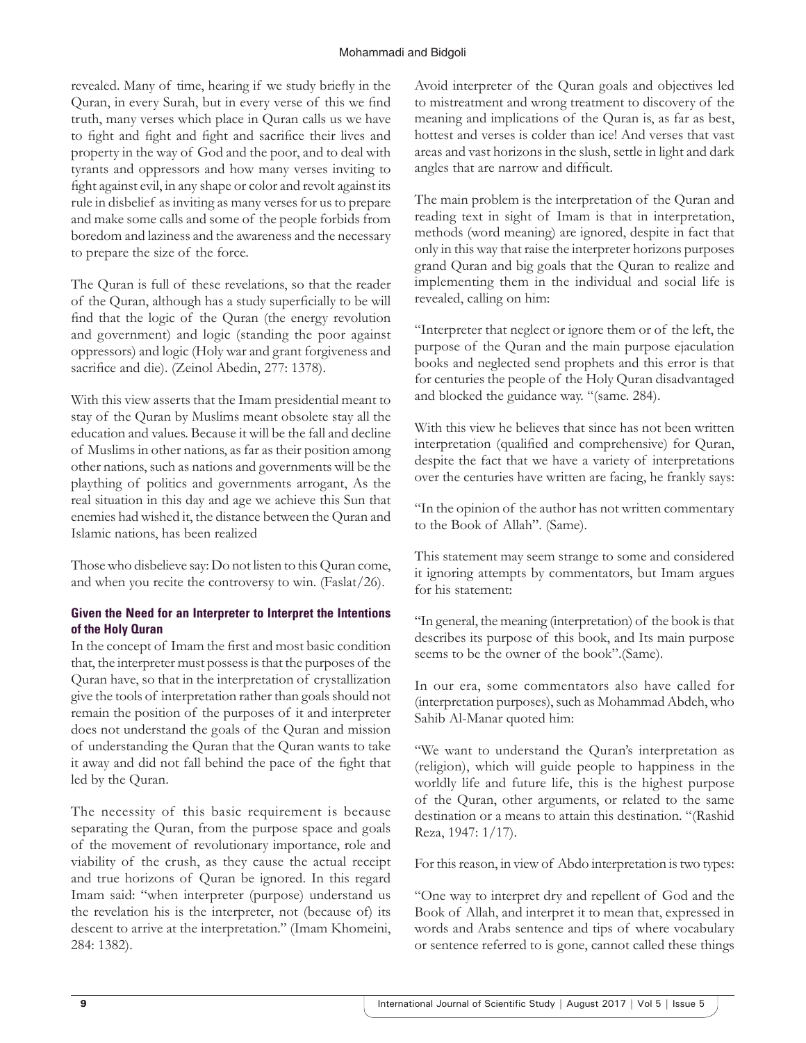revealed. Many of time, hearing if we study briefly in the Quran, in every Surah, but in every verse of this we find truth, many verses which place in Quran calls us we have to fight and fight and fight and sacrifice their lives and property in the way of God and the poor, and to deal with tyrants and oppressors and how many verses inviting to fight against evil, in any shape or color and revolt against its rule in disbelief as inviting as many verses for us to prepare and make some calls and some of the people forbids from boredom and laziness and the awareness and the necessary to prepare the size of the force.

The Quran is full of these revelations, so that the reader of the Quran, although has a study superficially to be will find that the logic of the Quran (the energy revolution and government) and logic (standing the poor against oppressors) and logic (Holy war and grant forgiveness and sacrifice and die). (Zeinol Abedin, 277: 1378).

With this view asserts that the Imam presidential meant to stay of the Quran by Muslims meant obsolete stay all the education and values. Because it will be the fall and decline of Muslims in other nations, as far as their position among other nations, such as nations and governments will be the plaything of politics and governments arrogant, As the real situation in this day and age we achieve this Sun that enemies had wished it, the distance between the Quran and Islamic nations, has been realized

Those who disbelieve say: Do not listen to this Quran come, and when you recite the controversy to win. (Faslat/26).

### Given the Need for an Interpreter to Interpret the Intentions of the Holy Quran

In the concept of Imam the first and most basic condition that, the interpreter must possess is that the purposes of the Quran have, so that in the interpretation of crystallization give the tools of interpretation rather than goals should not remain the position of the purposes of it and interpreter does not understand the goals of the Quran and mission of understanding the Quran that the Quran wants to take it away and did not fall behind the pace of the fight that led by the Quran.

The necessity of this basic requirement is because separating the Quran, from the purpose space and goals of the movement of revolutionary importance, role and viability of the crush, as they cause the actual receipt and true horizons of Quran be ignored. In this regard Imam said: "when interpreter (purpose) understand us the revelation his is the interpreter, not (because of) its descent to arrive at the interpretation." (Imam Khomeini, 284: 1382).

Avoid interpreter of the Quran goals and objectives led to mistreatment and wrong treatment to discovery of the meaning and implications of the Quran is, as far as best, hottest and verses is colder than ice! And verses that vast areas and vast horizons in the slush, settle in light and dark angles that are narrow and difficult.

The main problem is the interpretation of the Quran and reading text in sight of Imam is that in interpretation, methods (word meaning) are ignored, despite in fact that only in this way that raise the interpreter horizons purposes grand Quran and big goals that the Quran to realize and implementing them in the individual and social life is revealed, calling on him:

"Interpreter that neglect or ignore them or of the left, the purpose of the Quran and the main purpose ejaculation books and neglected send prophets and this error is that for centuries the people of the Holy Quran disadvantaged and blocked the guidance way. "(same. 284).

With this view he believes that since has not been written interpretation (qualified and comprehensive) for Quran, despite the fact that we have a variety of interpretations over the centuries have written are facing, he frankly says:

"In the opinion of the author has not written commentary to the Book of Allah". (Same).

This statement may seem strange to some and considered it ignoring attempts by commentators, but Imam argues for his statement:

"In general, the meaning (interpretation) of the book is that describes its purpose of this book, and Its main purpose seems to be the owner of the book".(Same).

In our era, some commentators also have called for (interpretation purposes), such as Mohammad Abdeh, who Sahib Al-Manar quoted him:

"We want to understand the Quran's interpretation as (religion), which will guide people to happiness in the worldly life and future life, this is the highest purpose of the Quran, other arguments, or related to the same destination or a means to attain this destination. "(Rashid Reza, 1947: 1/17).

For this reason, in view of Abdo interpretation is two types:

"One way to interpret dry and repellent of God and the Book of Allah, and interpret it to mean that, expressed in words and Arabs sentence and tips of where vocabulary or sentence referred to is gone, cannot called these things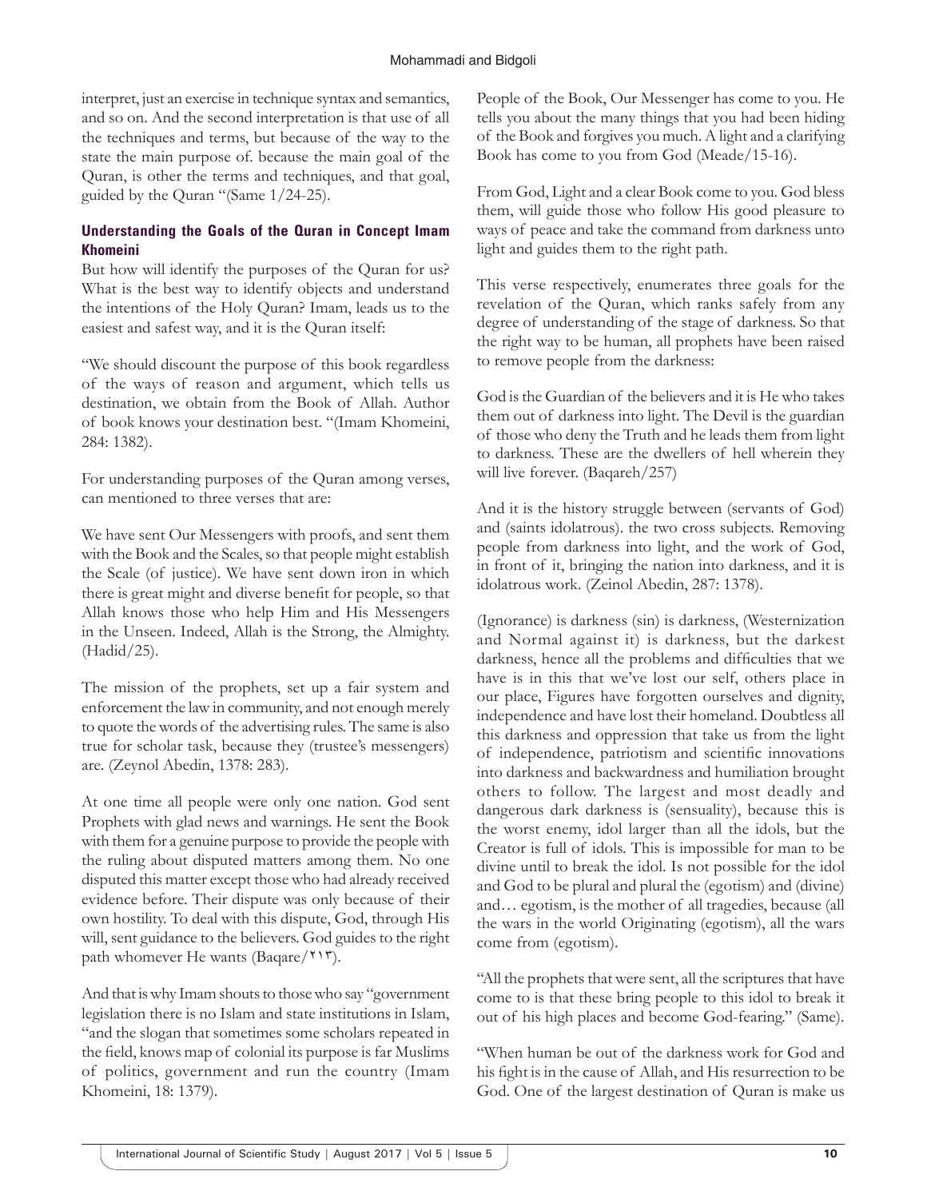interpret, just an exercise in technique syntax and semantics, and so on. And the second interpretation is that use of all the techniques and terms, but because of the way to the state the main purpose of. because the main goal of the Quran, is other the terms and techniques, and that goal, guided by the Quran "(Same 1/24-25).

### Understanding the Goals of the Quran in Concept Imam Khomeini

But how will identify the purposes of the Quran for us? What is the best way to identify objects and understand the intentions of the Holy Quran? Imam, leads us to the easiest and safest way, and it is the Quran itself:

"We should discount the purpose of this book regardless of the ways of reason and argument, which tells us destination, we obtain from the Book of Allah. Author of book knows your destination best. "(Imam Khomeini, 284: 1382).

For understanding purposes of the Quran among verses, can mentioned to three verses that are:

We have sent Our Messengers with proofs, and sent them with the Book and the Scales, so that people might establish the Scale (of justice). We have sent down iron in which there is great might and diverse benefit for people, so that Allah knows those who help Him and His Messengers in the Unseen. Indeed, Allah is the Strong, the Almighty. (Hadid/25).

The mission of the prophets, set up a fair system and enforcement the law in community, and not enough merely to quote the words of the advertising rules. The same is also true for scholar task, because they (trustee's messengers) are. (Zeynol Abedin, 1378: 283).

At one time all people were only one nation. God sent Prophets with glad news and warnings. He sent the Book with them for a genuine purpose to provide the people with the ruling about disputed matters among them. No one disputed this matter except those who had already received evidence before. Their dispute was only because of their own hostility. To deal with this dispute, God, through His will, sent guidance to the believers. God guides to the right path whomever He wants (Baqare/۲۱۳).

And that is why Imam shouts to those who say "government legislation there is no Islam and state institutions in Islam, "and the slogan that sometimes some scholars repeated in the field, knows map of colonial its purpose is far Muslims of politics, government and run the country (Imam Khomeini, 18: 1379).

People of the Book, Our Messenger has come to you. He tells you about the many things that you had been hiding of the Book and forgives you much. A light and a clarifying Book has come to you from God (Meade/15-16).

From God, Light and a clear Book come to you. God bless them, will guide those who follow His good pleasure to ways of peace and take the command from darkness unto light and guides them to the right path.

This verse respectively, enumerates three goals for the revelation of the Quran, which ranks safely from any degree of understanding of the stage of darkness. So that the right way to be human, all prophets have been raised to remove people from the darkness:

God is the Guardian of the believers and it is He who takes them out of darkness into light. The Devil is the guardian of those who deny the Truth and he leads them from light to darkness. These are the dwellers of hell wherein they will live forever. (Baqareh/257)

And it is the history struggle between (servants of God) and (saints idolatrous). the two cross subjects. Removing people from darkness into light, and the work of God, in front of it, bringing the nation into darkness, and it is idolatrous work. (Zeinol Abedin, 287: 1378).

(Ignorance) is darkness (sin) is darkness, (Westernization and Normal against it) is darkness, but the darkest darkness, hence all the problems and difficulties that we have is in this that we've lost our self, others place in our place, Figures have forgotten ourselves and dignity, independence and have lost their homeland. Doubtless all this darkness and oppression that take us from the light of independence, patriotism and scientific innovations into darkness and backwardness and humiliation brought others to follow. The largest and most deadly and dangerous dark darkness is (sensuality), because this is the worst enemy, idol larger than all the idols, but the Creator is full of idols. This is impossible for man to be divine until to break the idol. Is not possible for the idol and God to be plural and plural the (egotism) and (divine) and… egotism, is the mother of all tragedies, because (all the wars in the world Originating (egotism), all the wars come from (egotism).

"All the prophets that were sent, all the scriptures that have come to is that these bring people to this idol to break it out of his high places and become God-fearing." (Same).

"When human be out of the darkness work for God and his fight is in the cause of Allah, and His resurrection to be God. One of the largest destination of Quran is make us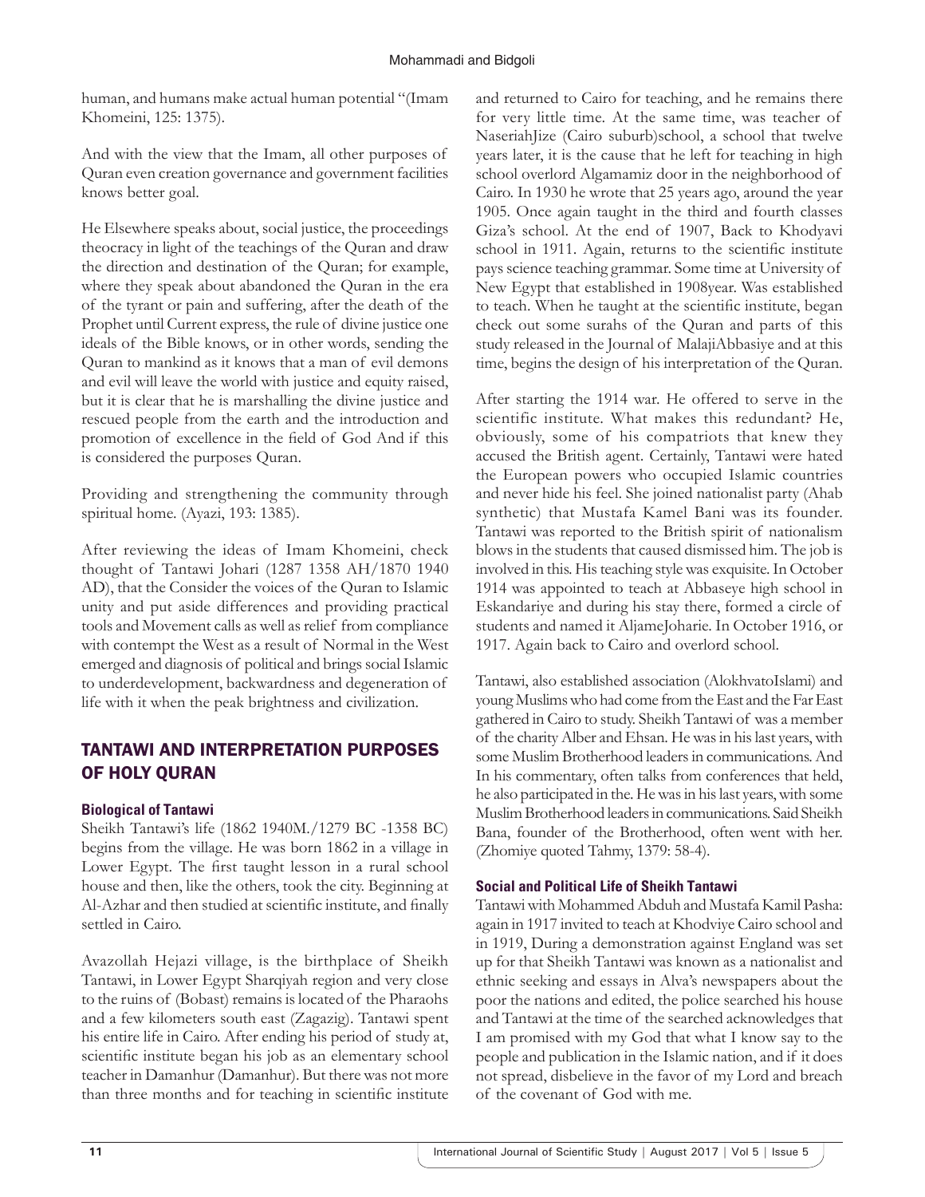human, and humans make actual human potential "(Imam Khomeini, 125: 1375).

And with the view that the Imam, all other purposes of Quran even creation governance and government facilities knows better goal.

He Elsewhere speaks about, social justice, the proceedings theocracy in light of the teachings of the Quran and draw the direction and destination of the Quran; for example, where they speak about abandoned the Quran in the era of the tyrant or pain and suffering, after the death of the Prophet until Current express, the rule of divine justice one ideals of the Bible knows, or in other words, sending the Quran to mankind as it knows that a man of evil demons and evil will leave the world with justice and equity raised, but it is clear that he is marshalling the divine justice and rescued people from the earth and the introduction and promotion of excellence in the field of God And if this is considered the purposes Quran.

Providing and strengthening the community through spiritual home. (Ayazi, 193: 1385).

After reviewing the ideas of Imam Khomeini, check thought of Tantawi Johari (1287 1358 AH/1870 1940 AD), that the Consider the voices of the Quran to Islamic unity and put aside differences and providing practical tools and Movement calls as well as relief from compliance with contempt the West as a result of Normal in the West emerged and diagnosis of political and brings social Islamic to underdevelopment, backwardness and degeneration of life with it when the peak brightness and civilization.

## TANTAWI AND INTERPRETATION PURPOSES OF HOLY QURAN

### Biological of Tantawi

Sheikh Tantawi's life (1862 1940M./1279 BC -1358 BC) begins from the village. He was born 1862 in a village in Lower Egypt. The first taught lesson in a rural school house and then, like the others, took the city. Beginning at Al-Azhar and then studied at scientific institute, and finally settled in Cairo.

Avazollah Hejazi village, is the birthplace of Sheikh Tantawi, in Lower Egypt Sharqiyah region and very close to the ruins of (Bobast) remains is located of the Pharaohs and a few kilometers south east (Zagazig). Tantawi spent his entire life in Cairo. After ending his period of study at, scientific institute began his job as an elementary school teacher in Damanhur (Damanhur). But there was not more than three months and for teaching in scientific institute and returned to Cairo for teaching, and he remains there for very little time. At the same time, was teacher of NaseriahJize (Cairo suburb)school, a school that twelve years later, it is the cause that he left for teaching in high school overlord Algamamiz door in the neighborhood of Cairo. In 1930 he wrote that 25 years ago, around the year 1905. Once again taught in the third and fourth classes Giza's school. At the end of 1907, Back to Khodyavi school in 1911. Again, returns to the scientific institute pays science teaching grammar. Some time at University of New Egypt that established in 1908year. Was established to teach. When he taught at the scientific institute, began check out some surahs of the Quran and parts of this study released in the Journal of MalajiAbbasiye and at this time, begins the design of his interpretation of the Quran.

After starting the 1914 war. He offered to serve in the scientific institute. What makes this redundant? He, obviously, some of his compatriots that knew they accused the British agent. Certainly, Tantawi were hated the European powers who occupied Islamic countries and never hide his feel. She joined nationalist party (Ahab synthetic) that Mustafa Kamel Bani was its founder. Tantawi was reported to the British spirit of nationalism blows in the students that caused dismissed him. The job is involved in this. His teaching style was exquisite. In October 1914 was appointed to teach at Abbaseye high school in Eskandariye and during his stay there, formed a circle of students and named it AljameJoharie. In October 1916, or 1917. Again back to Cairo and overlord school.

Tantawi, also established association (AlokhvatoIslami) and young Muslims who had come from the East and the Far East gathered in Cairo to study. Sheikh Tantawi of was a member of the charity Alber and Ehsan. He was in his last years, with some Muslim Brotherhood leaders in communications. And In his commentary, often talks from conferences that held, he also participated in the. He was in his last years, with some Muslim Brotherhood leaders in communications. Said Sheikh Bana, founder of the Brotherhood, often went with her. (Zhomiye quoted Tahmy, 1379: 58-4).

### Social and Political Life of Sheikh Tantawi

Tantawi with Mohammed Abduh and Mustafa Kamil Pasha: again in 1917 invited to teach at Khodviye Cairo school and in 1919, During a demonstration against England was set up for that Sheikh Tantawi was known as a nationalist and ethnic seeking and essays in Alva's newspapers about the poor the nations and edited, the police searched his house and Tantawi at the time of the searched acknowledges that I am promised with my God that what I know say to the people and publication in the Islamic nation, and if it does not spread, disbelieve in the favor of my Lord and breach of the covenant of God with me.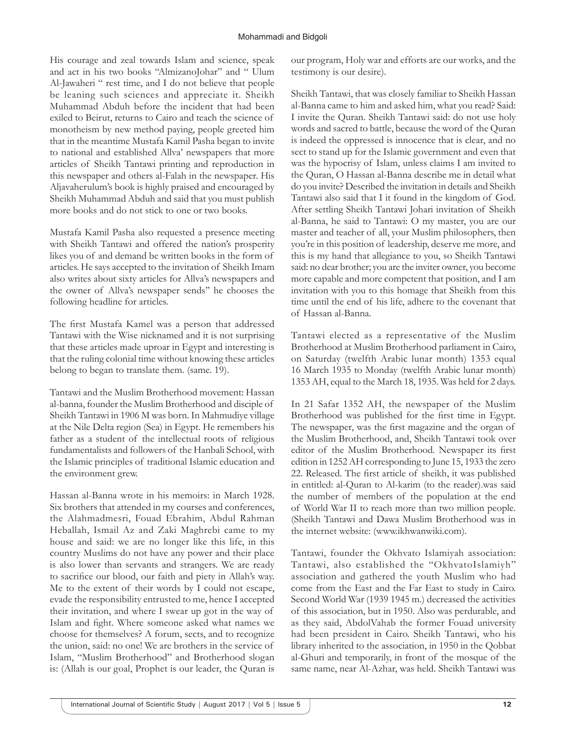His courage and zeal towards Islam and science, speak and act in his two books "AlmizanoJohar" and " Ulum Al-Jawaheri " rest time, and I do not believe that people be leaning such sciences and appreciate it. Sheikh Muhammad Abduh before the incident that had been exiled to Beirut, returns to Cairo and teach the science of monotheism by new method paying, people greeted him that in the meantime Mustafa Kamil Pasha began to invite to national and established Allva' newspapers that more articles of Sheikh Tantawi printing and reproduction in this newspaper and others al-Falah in the newspaper. His Aljavaherulum's book is highly praised and encouraged by Sheikh Muhammad Abduh and said that you must publish more books and do not stick to one or two books.

Mustafa Kamil Pasha also requested a presence meeting with Sheikh Tantawi and offered the nation's prosperity likes you of and demand be written books in the form of articles. He says accepted to the invitation of Sheikh Imam also writes about sixty articles for Allva's newspapers and the owner of Allva's newspaper sends" he chooses the following headline for articles.

The first Mustafa Kamel was a person that addressed Tantawi with the Wise nicknamed and it is not surprising that these articles made uproar in Egypt and interesting is that the ruling colonial time without knowing these articles belong to began to translate them. (same. 19).

Tantawi and the Muslim Brotherhood movement: Hassan al-banna, founder the Muslim Brotherhood and disciple of Sheikh Tantawi in 1906 M was born. In Mahmudiye village at the Nile Delta region (Sea) in Egypt. He remembers his father as a student of the intellectual roots of religious fundamentalists and followers of the Hanbali School, with the Islamic principles of traditional Islamic education and the environment grew.

Hassan al-Banna wrote in his memoirs: in March 1928. Six brothers that attended in my courses and conferences, the Alahmadmesri, Fouad Ebrahim, Abdul Rahman Heballah, Ismail Az and Zaki Maghrebi came to my house and said: we are no longer like this life, in this country Muslims do not have any power and their place is also lower than servants and strangers. We are ready to sacrifice our blood, our faith and piety in Allah's way. Me to the extent of their words by I could not escape, evade the responsibility entrusted to me, hence I accepted their invitation, and where I swear up got in the way of Islam and fight. Where someone asked what names we choose for themselves? A forum, sects, and to recognize the union, said: no one! We are brothers in the service of Islam, "Muslim Brotherhood" and Brotherhood slogan is: (Allah is our goal, Prophet is our leader, the Quran is our program, Holy war and efforts are our works, and the testimony is our desire).

Sheikh Tantawi, that was closely familiar to Sheikh Hassan al-Banna came to him and asked him, what you read? Said: I invite the Quran. Sheikh Tantawi said: do not use holy words and sacred to battle, because the word of the Quran is indeed the oppressed is innocence that is clear, and no sect to stand up for the Islamic government and even that was the hypocrisy of Islam, unless claims I am invited to the Quran, O Hassan al-Banna describe me in detail what do you invite? Described the invitation in details and Sheikh Tantawi also said that I it found in the kingdom of God. After settling Sheikh Tantawi Johari invitation of Sheikh al-Banna, he said to Tantawi: O my master, you are our master and teacher of all, your Muslim philosophers, then you're in this position of leadership, deserve me more, and this is my hand that allegiance to you, so Sheikh Tantawi said: no dear brother; you are the inviter owner, you become more capable and more competent that position, and I am invitation with you to this homage that Sheikh from this time until the end of his life, adhere to the covenant that of Hassan al-Banna.

Tantawi elected as a representative of the Muslim Brotherhood at Muslim Brotherhood parliament in Cairo, on Saturday (twelfth Arabic lunar month) 1353 equal 16 March 1935 to Monday (twelfth Arabic lunar month) 1353 AH, equal to the March 18, 1935. Was held for 2 days.

In 21 Safar 1352 AH, the newspaper of the Muslim Brotherhood was published for the first time in Egypt. The newspaper, was the first magazine and the organ of the Muslim Brotherhood, and, Sheikh Tantawi took over editor of the Muslim Brotherhood. Newspaper its first edition in 1252 AH corresponding to June 15, 1933 the zero 22. Released. The first article of sheikh, it was published in entitled: al-Quran to Al-karim (to the reader).was said the number of members of the population at the end of World War II to reach more than two million people. (Sheikh Tantawi and Dawa Muslim Brotherhood was in the internet website: (www.ikhwanwiki.com).

Tantawi, founder the Okhvato Islamiyah association: Tantawi, also established the "OkhvatoIslamiyh" association and gathered the youth Muslim who had come from the East and the Far East to study in Cairo. Second World War (1939 1945 m.) decreased the activities of this association, but in 1950. Also was perdurable, and as they said, AbdolVahab the former Fouad university had been president in Cairo. Sheikh Tantawi, who his library inherited to the association, in 1950 in the Qobbat al-Ghuri and temporarily, in front of the mosque of the same name, near Al-Azhar, was held. Sheikh Tantawi was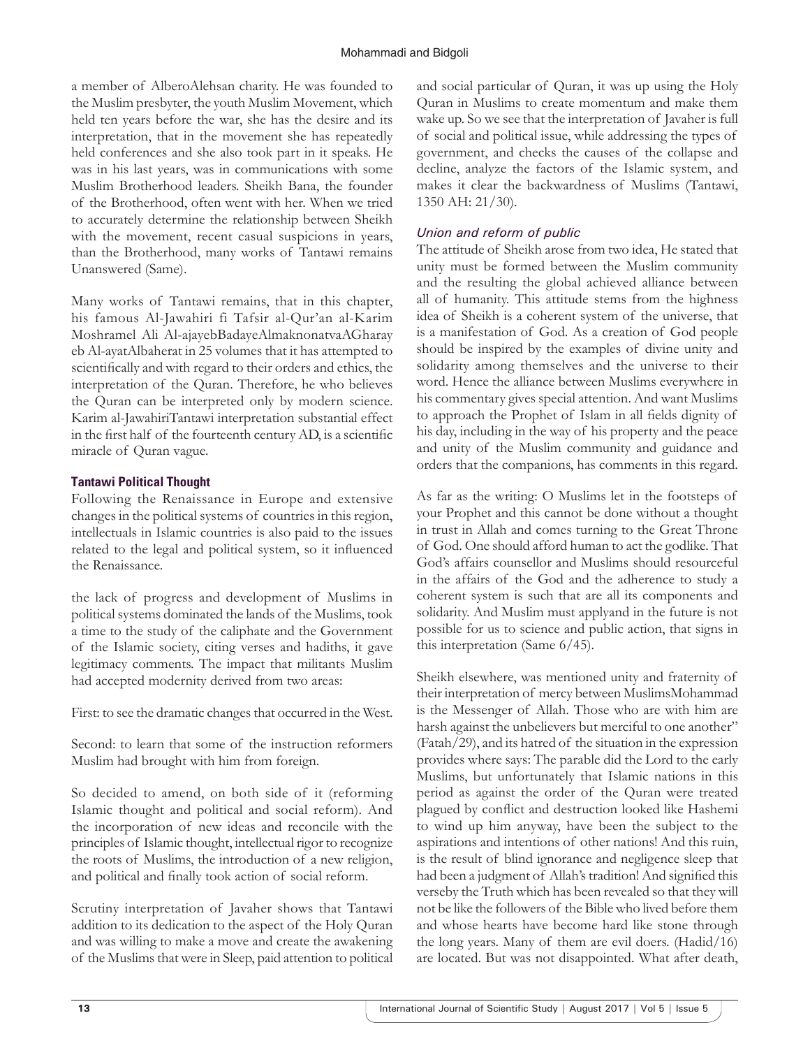a member of AlberoAlehsan charity. He was founded to the Muslim presbyter, the youth Muslim Movement, which held ten years before the war, she has the desire and its interpretation, that in the movement she has repeatedly held conferences and she also took part in it speaks. He was in his last years, was in communications with some Muslim Brotherhood leaders. Sheikh Bana, the founder of the Brotherhood, often went with her. When we tried to accurately determine the relationship between Sheikh with the movement, recent casual suspicions in years, than the Brotherhood, many works of Tantawi remains Unanswered (Same).

Many works of Tantawi remains, that in this chapter, his famous Al-Jawahiri fi Tafsir al-Qur'an al-Karim Moshramel Ali Al-ajayebBadayeAlmaknonatvaAGharay eb Al-ayatAlbaherat in 25 volumes that it has attempted to scientifically and with regard to their orders and ethics, the interpretation of the Quran. Therefore, he who believes the Quran can be interpreted only by modern science. Karim al-JawahiriTantawi interpretation substantial effect in the first half of the fourteenth century AD, is a scientific miracle of Quran vague.

## Tantawi Political Thought

Following the Renaissance in Europe and extensive changes in the political systems of countries in this region, intellectuals in Islamic countries is also paid to the issues related to the legal and political system, so it influenced the Renaissance.

the lack of progress and development of Muslims in political systems dominated the lands of the Muslims, took a time to the study of the caliphate and the Government of the Islamic society, citing verses and hadiths, it gave legitimacy comments. The impact that militants Muslim had accepted modernity derived from two areas:

First: to see the dramatic changes that occurred in the West.

Second: to learn that some of the instruction reformers Muslim had brought with him from foreign.

So decided to amend, on both side of it (reforming Islamic thought and political and social reform). And the incorporation of new ideas and reconcile with the principles of Islamic thought, intellectual rigor to recognize the roots of Muslims, the introduction of a new religion, and political and finally took action of social reform.

Scrutiny interpretation of Javaher shows that Tantawi addition to its dedication to the aspect of the Holy Quran and was willing to make a move and create the awakening of the Muslims that were in Sleep, paid attention to political and social particular of Quran, it was up using the Holy Quran in Muslims to create momentum and make them wake up. So we see that the interpretation of Javaher is full of social and political issue, while addressing the types of government, and checks the causes of the collapse and decline, analyze the factors of the Islamic system, and makes it clear the backwardness of Muslims (Tantawi, 1350 AH: 21/30).

### *Union and reform of public*

The attitude of Sheikh arose from two idea, He stated that unity must be formed between the Muslim community and the resulting the global achieved alliance between all of humanity. This attitude stems from the highness idea of Sheikh is a coherent system of the universe, that is a manifestation of God. As a creation of God people should be inspired by the examples of divine unity and solidarity among themselves and the universe to their word. Hence the alliance between Muslims everywhere in his commentary gives special attention. And want Muslims to approach the Prophet of Islam in all fields dignity of his day, including in the way of his property and the peace and unity of the Muslim community and guidance and orders that the companions, has comments in this regard.

As far as the writing: O Muslims let in the footsteps of your Prophet and this cannot be done without a thought in trust in Allah and comes turning to the Great Throne of God. One should afford human to act the godlike. That God's affairs counsellor and Muslims should resourceful in the affairs of the God and the adherence to study a coherent system is such that are all its components and solidarity. And Muslim must applyand in the future is not possible for us to science and public action, that signs in this interpretation (Same 6/45).

Sheikh elsewhere, was mentioned unity and fraternity of their interpretation of mercy between MuslimsMohammad is the Messenger of Allah. Those who are with him are harsh against the unbelievers but merciful to one another" (Fatah/29), and its hatred of the situation in the expression provides where says: The parable did the Lord to the early Muslims, but unfortunately that Islamic nations in this period as against the order of the Quran were treated plagued by conflict and destruction looked like Hashemi to wind up him anyway, have been the subject to the aspirations and intentions of other nations! And this ruin, is the result of blind ignorance and negligence sleep that had been a judgment of Allah's tradition! And signified this verseby the Truth which has been revealed so that they will not be like the followers of the Bible who lived before them and whose hearts have become hard like stone through the long years. Many of them are evil doers. (Hadid/16) are located. But was not disappointed. What after death,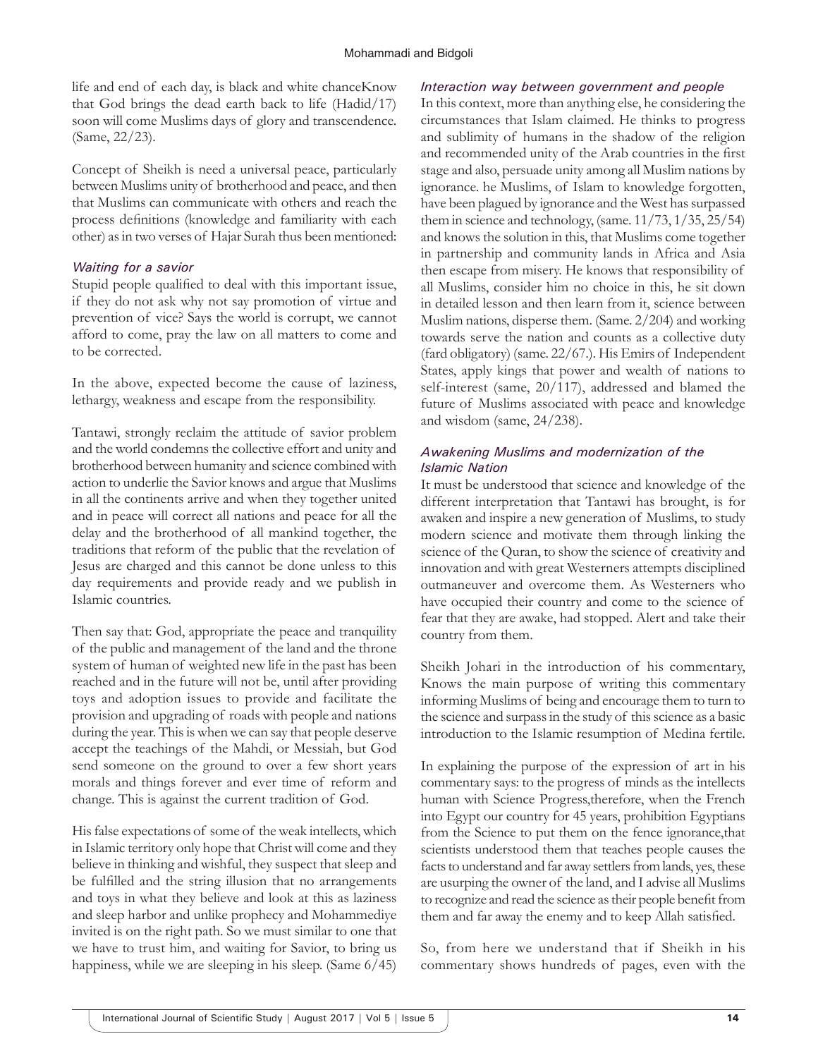life and end of each day, is black and white chanceKnow that God brings the dead earth back to life (Hadid/17) soon will come Muslims days of glory and transcendence. (Same, 22/23).

Concept of Sheikh is need a universal peace, particularly between Muslims unity of brotherhood and peace, and then that Muslims can communicate with others and reach the process definitions (knowledge and familiarity with each other) as in two verses of Hajar Surah thus been mentioned:

### *Waiting for a savior*

Stupid people qualified to deal with this important issue, if they do not ask why not say promotion of virtue and prevention of vice? Says the world is corrupt, we cannot afford to come, pray the law on all matters to come and to be corrected.

In the above, expected become the cause of laziness, lethargy, weakness and escape from the responsibility.

Tantawi, strongly reclaim the attitude of savior problem and the world condemns the collective effort and unity and brotherhood between humanity and science combined with action to underlie the Savior knows and argue that Muslims in all the continents arrive and when they together united and in peace will correct all nations and peace for all the delay and the brotherhood of all mankind together, the traditions that reform of the public that the revelation of Jesus are charged and this cannot be done unless to this day requirements and provide ready and we publish in Islamic countries.

Then say that: God, appropriate the peace and tranquility of the public and management of the land and the throne system of human of weighted new life in the past has been reached and in the future will not be, until after providing toys and adoption issues to provide and facilitate the provision and upgrading of roads with people and nations during the year. This is when we can say that people deserve accept the teachings of the Mahdi, or Messiah, but God send someone on the ground to over a few short years morals and things forever and ever time of reform and change. This is against the current tradition of God.

His false expectations of some of the weak intellects, which in Islamic territory only hope that Christ will come and they believe in thinking and wishful, they suspect that sleep and be fulfilled and the string illusion that no arrangements and toys in what they believe and look at this as laziness and sleep harbor and unlike prophecy and Mohammediye invited is on the right path. So we must similar to one that we have to trust him, and waiting for Savior, to bring us happiness, while we are sleeping in his sleep. (Same 6/45)

### *Interaction way between government and people*

In this context, more than anything else, he considering the circumstances that Islam claimed. He thinks to progress and sublimity of humans in the shadow of the religion and recommended unity of the Arab countries in the first stage and also, persuade unity among all Muslim nations by ignorance. he Muslims, of Islam to knowledge forgotten, have been plagued by ignorance and the West has surpassed them in science and technology, (same. 11/73, 1/35, 25/54) and knows the solution in this, that Muslims come together in partnership and community lands in Africa and Asia then escape from misery. He knows that responsibility of all Muslims, consider him no choice in this, he sit down in detailed lesson and then learn from it, science between Muslim nations, disperse them. (Same. 2/204) and working towards serve the nation and counts as a collective duty (fard obligatory) (same. 22/67.). His Emirs of Independent States, apply kings that power and wealth of nations to self-interest (same, 20/117), addressed and blamed the future of Muslims associated with peace and knowledge and wisdom (same, 24/238).

### *Awakening Muslims and modernization of the Islamic Nation*

It must be understood that science and knowledge of the different interpretation that Tantawi has brought, is for awaken and inspire a new generation of Muslims, to study modern science and motivate them through linking the science of the Quran, to show the science of creativity and innovation and with great Westerners attempts disciplined outmaneuver and overcome them. As Westerners who have occupied their country and come to the science of fear that they are awake, had stopped. Alert and take their country from them.

Sheikh Johari in the introduction of his commentary, Knows the main purpose of writing this commentary informing Muslims of being and encourage them to turn to the science and surpass in the study of this science as a basic introduction to the Islamic resumption of Medina fertile.

In explaining the purpose of the expression of art in his commentary says: to the progress of minds as the intellects human with Science Progress,therefore, when the French into Egypt our country for 45 years, prohibition Egyptians from the Science to put them on the fence ignorance,that scientists understood them that teaches people causes the facts to understand and far away settlers from lands, yes, these are usurping the owner of the land, and I advise all Muslims to recognize and read the science as their people benefit from them and far away the enemy and to keep Allah satisfied.

So, from here we understand that if Sheikh in his commentary shows hundreds of pages, even with the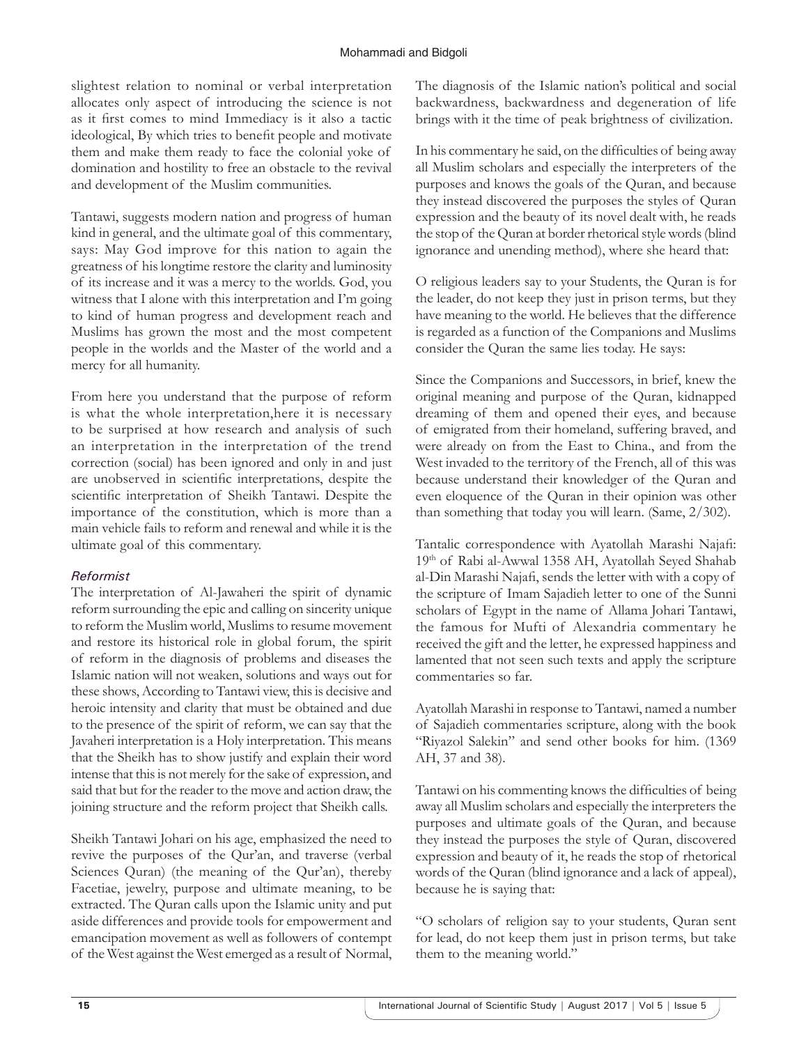slightest relation to nominal or verbal interpretation allocates only aspect of introducing the science is not as it first comes to mind Immediacy is it also a tactic ideological, By which tries to benefit people and motivate them and make them ready to face the colonial yoke of domination and hostility to free an obstacle to the revival and development of the Muslim communities.

Tantawi, suggests modern nation and progress of human kind in general, and the ultimate goal of this commentary, says: May God improve for this nation to again the greatness of his longtime restore the clarity and luminosity of its increase and it was a mercy to the worlds. God, you witness that I alone with this interpretation and I'm going to kind of human progress and development reach and Muslims has grown the most and the most competent people in the worlds and the Master of the world and a mercy for all humanity.

From here you understand that the purpose of reform is what the whole interpretation,here it is necessary to be surprised at how research and analysis of such an interpretation in the interpretation of the trend correction (social) has been ignored and only in and just are unobserved in scientific interpretations, despite the scientific interpretation of Sheikh Tantawi. Despite the importance of the constitution, which is more than a main vehicle fails to reform and renewal and while it is the ultimate goal of this commentary.

### *Reformist*

The interpretation of Al-Jawaheri the spirit of dynamic reform surrounding the epic and calling on sincerity unique to reform the Muslim world, Muslims to resume movement and restore its historical role in global forum, the spirit of reform in the diagnosis of problems and diseases the Islamic nation will not weaken, solutions and ways out for these shows, According to Tantawi view, this is decisive and heroic intensity and clarity that must be obtained and due to the presence of the spirit of reform, we can say that the Javaheri interpretation is a Holy interpretation. This means that the Sheikh has to show justify and explain their word intense that this is not merely for the sake of expression, and said that but for the reader to the move and action draw, the joining structure and the reform project that Sheikh calls.

Sheikh Tantawi Johari on his age, emphasized the need to revive the purposes of the Qur'an, and traverse (verbal Sciences Quran) (the meaning of the Qur'an), thereby Facetiae, jewelry, purpose and ultimate meaning, to be extracted. The Quran calls upon the Islamic unity and put aside differences and provide tools for empowerment and emancipation movement as well as followers of contempt of the West against the West emerged as a result of Normal, The diagnosis of the Islamic nation's political and social backwardness, backwardness and degeneration of life brings with it the time of peak brightness of civilization.

In his commentary he said, on the difficulties of being away all Muslim scholars and especially the interpreters of the purposes and knows the goals of the Quran, and because they instead discovered the purposes the styles of Quran expression and the beauty of its novel dealt with, he reads the stop of the Quran at border rhetorical style words (blind ignorance and unending method), where she heard that:

O religious leaders say to your Students, the Quran is for the leader, do not keep they just in prison terms, but they have meaning to the world. He believes that the difference is regarded as a function of the Companions and Muslims consider the Quran the same lies today. He says:

Since the Companions and Successors, in brief, knew the original meaning and purpose of the Quran, kidnapped dreaming of them and opened their eyes, and because of emigrated from their homeland, suffering braved, and were already on from the East to China., and from the West invaded to the territory of the French, all of this was because understand their knowledger of the Quran and even eloquence of the Quran in their opinion was other than something that today you will learn. (Same, 2/302).

Tantalic correspondence with Ayatollah Marashi Najafi: 19th of Rabi al-Awwal 1358 AH, Ayatollah Seyed Shahab al-Din Marashi Najafi, sends the letter with with a copy of the scripture of Imam Sajadieh letter to one of the Sunni scholars of Egypt in the name of Allama Johari Tantawi, the famous for Mufti of Alexandria commentary he received the gift and the letter, he expressed happiness and lamented that not seen such texts and apply the scripture commentaries so far.

Ayatollah Marashi in response to Tantawi, named a number of Sajadieh commentaries scripture, along with the book "Riyazol Salekin" and send other books for him. (1369 AH, 37 and 38).

Tantawi on his commenting knows the difficulties of being away all Muslim scholars and especially the interpreters the purposes and ultimate goals of the Quran, and because they instead the purposes the style of Quran, discovered expression and beauty of it, he reads the stop of rhetorical words of the Quran (blind ignorance and a lack of appeal), because he is saying that:

"O scholars of religion say to your students, Quran sent for lead, do not keep them just in prison terms, but take them to the meaning world."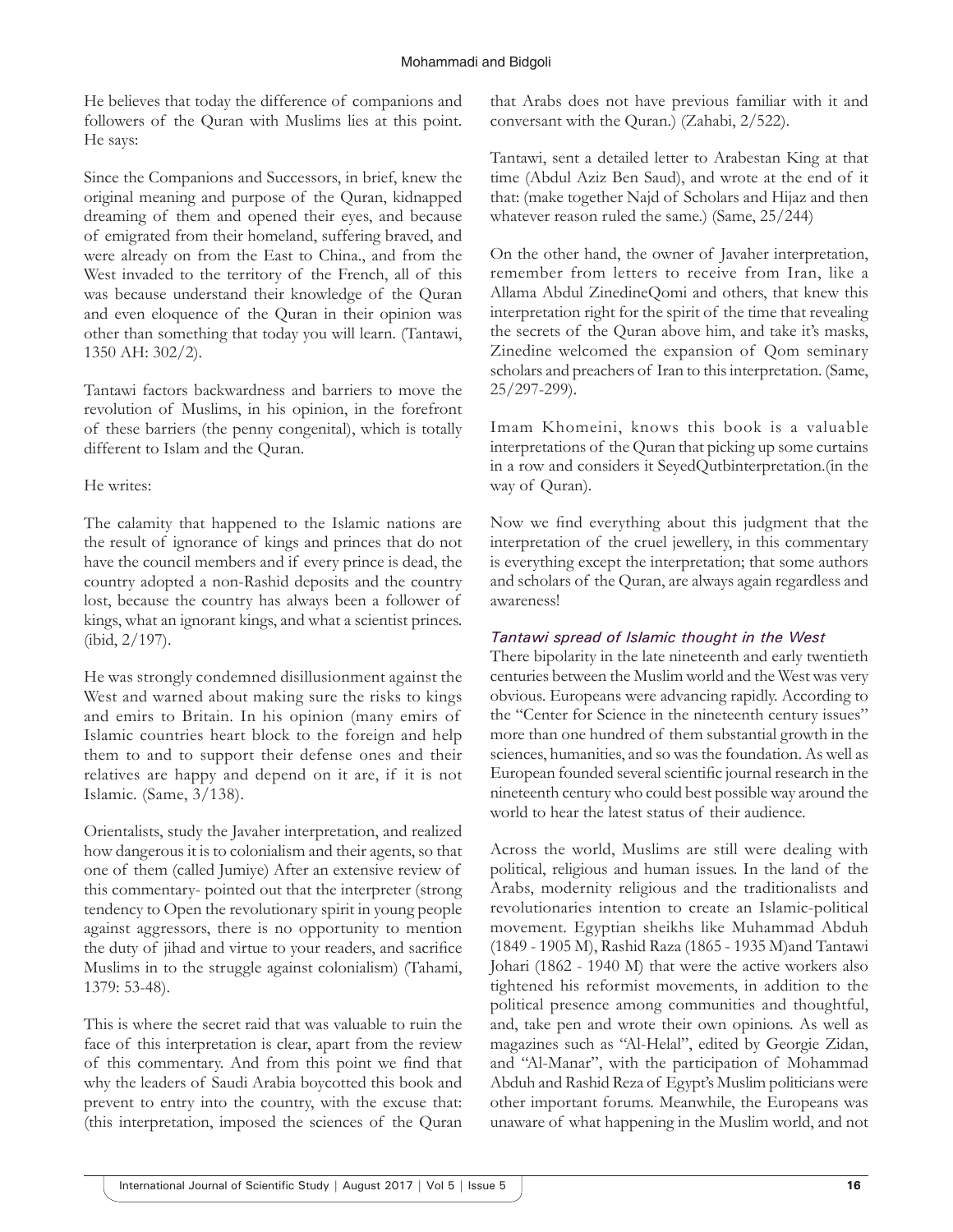He believes that today the difference of companions and followers of the Quran with Muslims lies at this point. He says:

Since the Companions and Successors, in brief, knew the original meaning and purpose of the Quran, kidnapped dreaming of them and opened their eyes, and because of emigrated from their homeland, suffering braved, and were already on from the East to China., and from the West invaded to the territory of the French, all of this was because understand their knowledge of the Quran and even eloquence of the Quran in their opinion was other than something that today you will learn. (Tantawi, 1350 AH: 302/2).

Tantawi factors backwardness and barriers to move the revolution of Muslims, in his opinion, in the forefront of these barriers (the penny congenital), which is totally different to Islam and the Quran.

He writes:

The calamity that happened to the Islamic nations are the result of ignorance of kings and princes that do not have the council members and if every prince is dead, the country adopted a non-Rashid deposits and the country lost, because the country has always been a follower of kings, what an ignorant kings, and what a scientist princes. (ibid, 2/197).

He was strongly condemned disillusionment against the West and warned about making sure the risks to kings and emirs to Britain. In his opinion (many emirs of Islamic countries heart block to the foreign and help them to and to support their defense ones and their relatives are happy and depend on it are, if it is not Islamic. (Same, 3/138).

Orientalists, study the Javaher interpretation, and realized how dangerous it is to colonialism and their agents, so that one of them (called Jumiye) After an extensive review of this commentary- pointed out that the interpreter (strong tendency to Open the revolutionary spirit in young people against aggressors, there is no opportunity to mention the duty of jihad and virtue to your readers, and sacrifice Muslims in to the struggle against colonialism) (Tahami, 1379: 53-48).

This is where the secret raid that was valuable to ruin the face of this interpretation is clear, apart from the review of this commentary. And from this point we find that why the leaders of Saudi Arabia boycotted this book and prevent to entry into the country, with the excuse that: (this interpretation, imposed the sciences of the Quran that Arabs does not have previous familiar with it and conversant with the Quran.) (Zahabi, 2/522).

Tantawi, sent a detailed letter to Arabestan King at that time (Abdul Aziz Ben Saud), and wrote at the end of it that: (make together Najd of Scholars and Hijaz and then whatever reason ruled the same.) (Same, 25/244)

On the other hand, the owner of Javaher interpretation, remember from letters to receive from Iran, like a Allama Abdul ZinedineQomi and others, that knew this interpretation right for the spirit of the time that revealing the secrets of the Quran above him, and take it's masks, Zinedine welcomed the expansion of Qom seminary scholars and preachers of Iran to this interpretation. (Same, 25/297-299).

Imam Khomeini, knows this book is a valuable interpretations of the Quran that picking up some curtains in a row and considers it SeyedQutbinterpretation.(in the way of Quran).

Now we find everything about this judgment that the interpretation of the cruel jewellery, in this commentary is everything except the interpretation; that some authors and scholars of the Quran, are always again regardless and awareness!

### *Tantawi spread of Islamic thought in the West*

There bipolarity in the late nineteenth and early twentieth centuries between the Muslim world and the West was very obvious. Europeans were advancing rapidly. According to the "Center for Science in the nineteenth century issues" more than one hundred of them substantial growth in the sciences, humanities, and so was the foundation. As well as European founded several scientific journal research in the nineteenth century who could best possible way around the world to hear the latest status of their audience.

Across the world, Muslims are still were dealing with political, religious and human issues. In the land of the Arabs, modernity religious and the traditionalists and revolutionaries intention to create an Islamic-political movement. Egyptian sheikhs like Muhammad Abduh (1849 - 1905 M), Rashid Raza (1865 - 1935 M)and Tantawi Johari (1862 - 1940 M) that were the active workers also tightened his reformist movements, in addition to the political presence among communities and thoughtful, and, take pen and wrote their own opinions. As well as magazines such as "Al-Helal", edited by Georgie Zidan, and "Al-Manar", with the participation of Mohammad Abduh and Rashid Reza of Egypt's Muslim politicians were other important forums. Meanwhile, the Europeans was unaware of what happening in the Muslim world, and not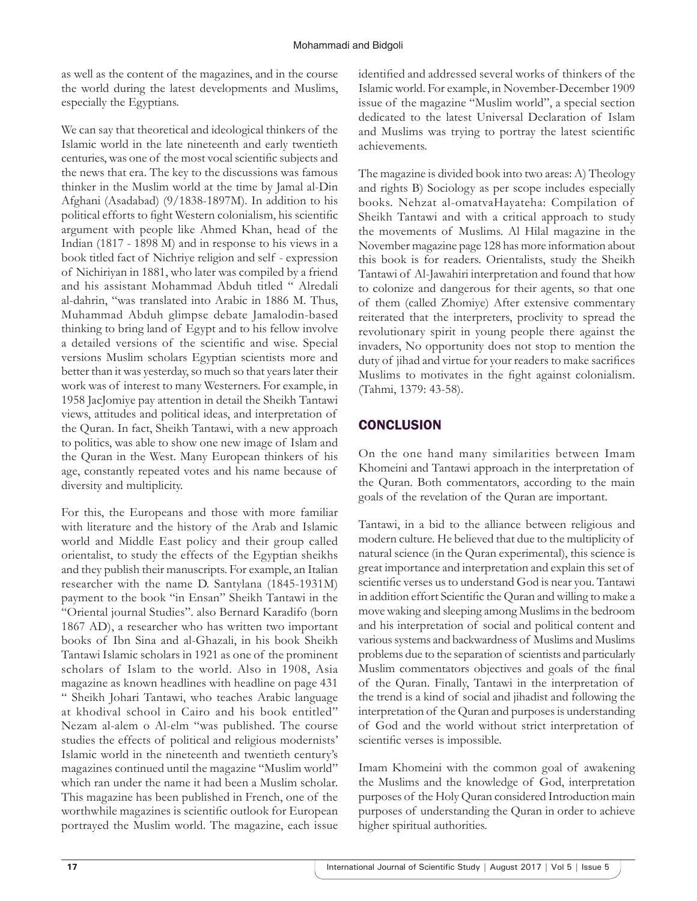as well as the content of the magazines, and in the course the world during the latest developments and Muslims, especially the Egyptians.

We can say that theoretical and ideological thinkers of the Islamic world in the late nineteenth and early twentieth centuries, was one of the most vocal scientific subjects and the news that era. The key to the discussions was famous thinker in the Muslim world at the time by Jamal al-Din Afghani (Asadabad) (9/1838-1897M). In addition to his political efforts to fight Western colonialism, his scientific argument with people like Ahmed Khan, head of the Indian (1817 - 1898 M) and in response to his views in a book titled fact of Nichriye religion and self - expression of Nichiriyan in 1881, who later was compiled by a friend and his assistant Mohammad Abduh titled " Alredali al-dahrin, "was translated into Arabic in 1886 M. Thus, Muhammad Abduh glimpse debate Jamalodin-based thinking to bring land of Egypt and to his fellow involve a detailed versions of the scientific and wise. Special versions Muslim scholars Egyptian scientists more and better than it was yesterday, so much so that years later their work was of interest to many Westerners. For example, in 1958 JacJomiye pay attention in detail the Sheikh Tantawi views, attitudes and political ideas, and interpretation of the Quran. In fact, Sheikh Tantawi, with a new approach to politics, was able to show one new image of Islam and the Quran in the West. Many European thinkers of his age, constantly repeated votes and his name because of diversity and multiplicity.

For this, the Europeans and those with more familiar with literature and the history of the Arab and Islamic world and Middle East policy and their group called orientalist, to study the effects of the Egyptian sheikhs and they publish their manuscripts. For example, an Italian researcher with the name D. Santylana (1845-1931M) payment to the book "in Ensan" Sheikh Tantawi in the "Oriental journal Studies". also Bernard Karadifo (born 1867 AD), a researcher who has written two important books of Ibn Sina and al-Ghazali, in his book Sheikh Tantawi Islamic scholars in 1921 as one of the prominent scholars of Islam to the world. Also in 1908, Asia magazine as known headlines with headline on page 431 " Sheikh Johari Tantawi, who teaches Arabic language at khodival school in Cairo and his book entitled" Nezam al-alem o Al-elm "was published. The course studies the effects of political and religious modernists' Islamic world in the nineteenth and twentieth century's magazines continued until the magazine "Muslim world" which ran under the name it had been a Muslim scholar. This magazine has been published in French, one of the worthwhile magazines is scientific outlook for European portrayed the Muslim world. The magazine, each issue identified and addressed several works of thinkers of the Islamic world. For example, in November-December 1909 issue of the magazine "Muslim world", a special section dedicated to the latest Universal Declaration of Islam and Muslims was trying to portray the latest scientific achievements.

The magazine is divided book into two areas: A) Theology and rights B) Sociology as per scope includes especially books. Nehzat al-omatvaHayateha: Compilation of Sheikh Tantawi and with a critical approach to study the movements of Muslims. Al Hilal magazine in the November magazine page 128 has more information about this book is for readers. Orientalists, study the Sheikh Tantawi of Al-Jawahiri interpretation and found that how to colonize and dangerous for their agents, so that one of them (called Zhomiye) After extensive commentary reiterated that the interpreters, proclivity to spread the revolutionary spirit in young people there against the invaders, No opportunity does not stop to mention the duty of jihad and virtue for your readers to make sacrifices Muslims to motivates in the fight against colonialism. (Tahmi, 1379: 43-58).

## CONCLUSION

On the one hand many similarities between Imam Khomeini and Tantawi approach in the interpretation of the Quran. Both commentators, according to the main goals of the revelation of the Quran are important.

Tantawi, in a bid to the alliance between religious and modern culture. He believed that due to the multiplicity of natural science (in the Quran experimental), this science is great importance and interpretation and explain this set of scientific verses us to understand God is near you. Tantawi in addition effort Scientific the Quran and willing to make a move waking and sleeping among Muslims in the bedroom and his interpretation of social and political content and various systems and backwardness of Muslims and Muslims problems due to the separation of scientists and particularly Muslim commentators objectives and goals of the final of the Quran. Finally, Tantawi in the interpretation of the trend is a kind of social and jihadist and following the interpretation of the Quran and purposes is understanding of God and the world without strict interpretation of scientific verses is impossible.

Imam Khomeini with the common goal of awakening the Muslims and the knowledge of God, interpretation purposes of the Holy Quran considered Introduction main purposes of understanding the Quran in order to achieve higher spiritual authorities.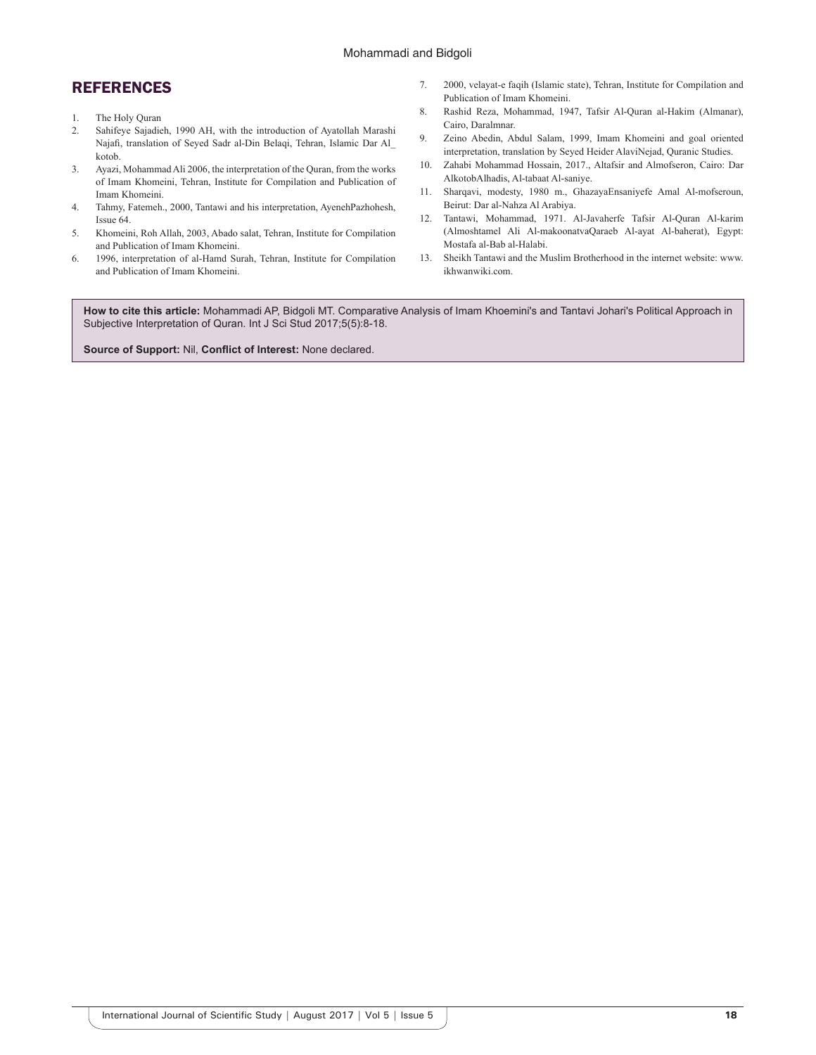## REFERENCES

1. The Holy Quran
2. Sahifeye Sajadieh, 1990 AH, with the introduction of Ayatollah Marashi Najafi, translation of Seyed Sadr al-Din Belaqi, Tehran, Islamic Dar Al_ kotob.
3. Ayazi, Mohammad Ali 2006, the interpretation of the Quran, from the works of Imam Khomeini, Tehran, Institute for Compilation and Publication of Imam Khomeini.
4. Tahmy, Fatemeh., 2000, Tantawi and his interpretation, AyenehPazhohesh, Issue 64.
5. Khomeini, Roh Allah, 2003, Abado salat, Tehran, Institute for Compilation and Publication of Imam Khomeini.
6. 1996, interpretation of al-Hamd Surah, Tehran, Institute for Compilation and Publication of Imam Khomeini.
7. 2000, velayat-e faqih (Islamic state), Tehran, Institute for Compilation and Publication of Imam Khomeini.
8. Rashid Reza, Mohammad, 1947, Tafsir Al-Quran al-Hakim (Almanar), Cairo, Daralmnar.
9. Zeino Abedin, Abdul Salam, 1999, Imam Khomeini and goal oriented interpretation, translation by Seyed Heider AlaviNejad, Quranic Studies.
10. Zahabi Mohammad Hossain, 2017., Altafsir and Almofseron, Cairo: Dar AlkotobAlhadis, Al-tabaat Al-saniye.
11. Sharqavi, modesty, 1980 m., GhazayaEnsaniyefe Amal Al-mofseroun, Beirut: Dar al-Nahza Al Arabiya.
12. Tantawi, Mohammad, 1971. Al-Javaherfe Tafsir Al-Quran Al-karim (Almoshtamel Ali Al-makoonatvaQaraeb Al-ayat Al-baherat), Egypt: Mostafa al-Bab al-Halabi.
13. Sheikh Tantawi and the Muslim Brotherhood in the internet website: www.ikhwanwiki.com.

**How to cite this article:** Mohammadi AP, Bidgoli MT. Comparative Analysis of Imam Khoemini's and Tantavi Johari's Political Approach in Subjective Interpretation of Quran. Int J Sci Stud 2017;5(5):8-18.

**Source of Support:** Nil, **Conflict of Interest:** None declared.